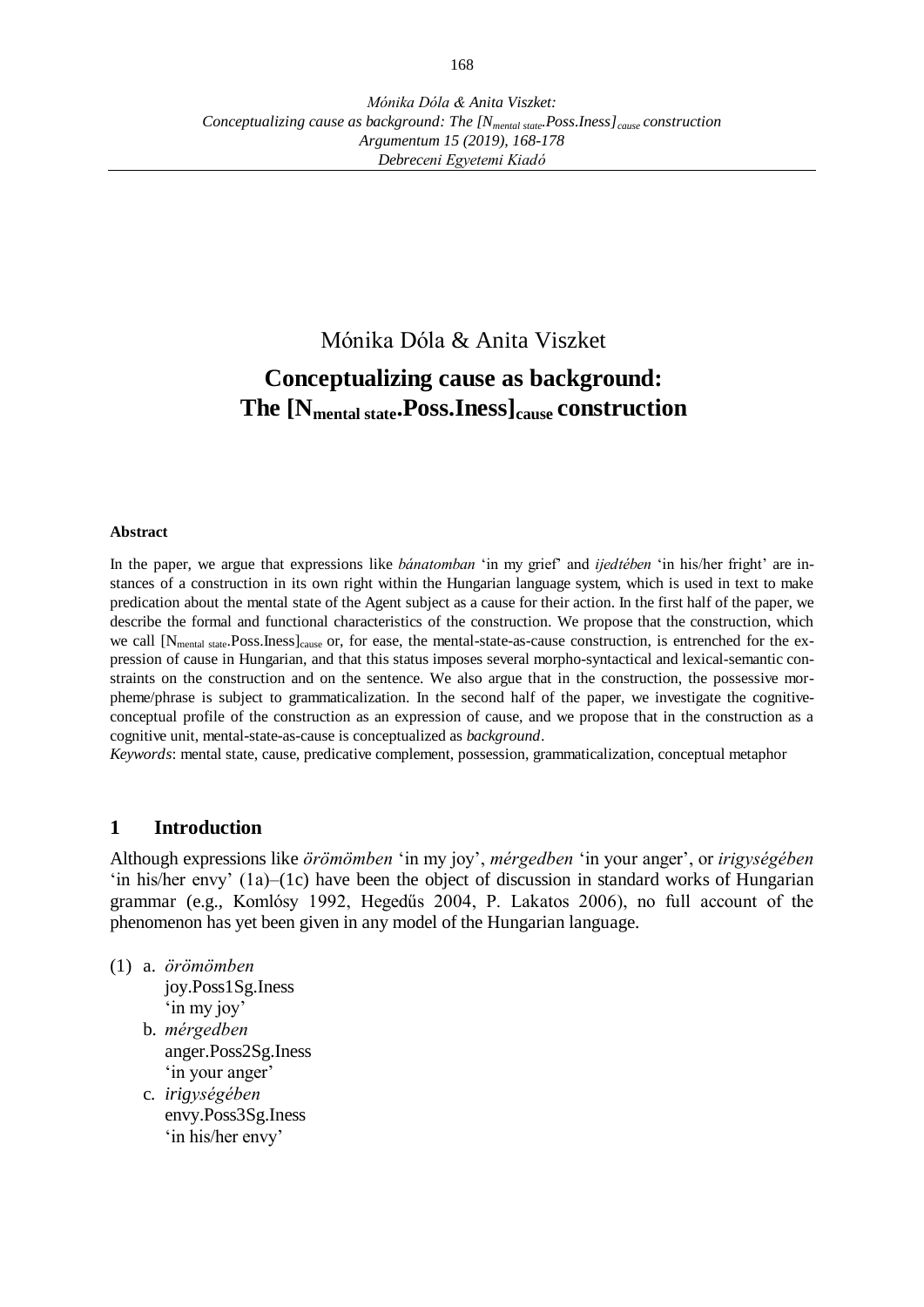Mónika Dóla & Anita Viszket:
*Conceptualizing cause as background: The [N$_{mental\ state}$.Poss.Iness]$_{cause}$ construction*
*Argumentum 15 (2019), 168-178*
*Debreceni Egyetemi Kiadó*

Mónika Dóla & Anita Viszket

# Conceptualizing cause as background: The [N$_{mental\ state}$.Poss.Iness]$_{cause}$ construction

**Abstract**

In the paper, we argue that expressions like *bánatomban* 'in my grief' and *ijedtében* 'in his/her fright' are instances of a construction in its own right within the Hungarian language system, which is used in text to make predication about the mental state of the Agent subject as a cause for their action. In the first half of the paper, we describe the formal and functional characteristics of the construction. We propose that the construction, which we call [N$_{mental\ state}$.Poss.Iness]$_{cause}$ or, for ease, the mental-state-as-cause construction, is entrenched for the expression of cause in Hungarian, and that this status imposes several morpho-syntactical and lexical-semantic constraints on the construction and on the sentence. We also argue that in the construction, the possessive morpheme/phrase is subject to grammaticalization. In the second half of the paper, we investigate the cognitive-conceptual profile of the construction as an expression of cause, and we propose that in the construction as a cognitive unit, mental-state-as-cause is conceptualized as *background*.

*Keywords*: mental state, cause, predicative complement, possession, grammaticalization, conceptual metaphor

## 1 Introduction

Although expressions like *örömömben* 'in my joy', *mérgedben* 'in your anger', or *irigységében* 'in his/her envy' (1a)–(1c) have been the object of discussion in standard works of Hungarian grammar (e.g., Komlósy 1992, Hegedűs 2004, P. Lakatos 2006), no full account of the phenomenon has yet been given in any model of the Hungarian language.

(1) a. *örömömben*
 joy.Poss1Sg.Iness
 'in my joy'
 b. *mérgedben*
 anger.Poss2Sg.Iness
 'in your anger'
 c. *irigységében*
 envy.Poss3Sg.Iness
 'in his/her envy'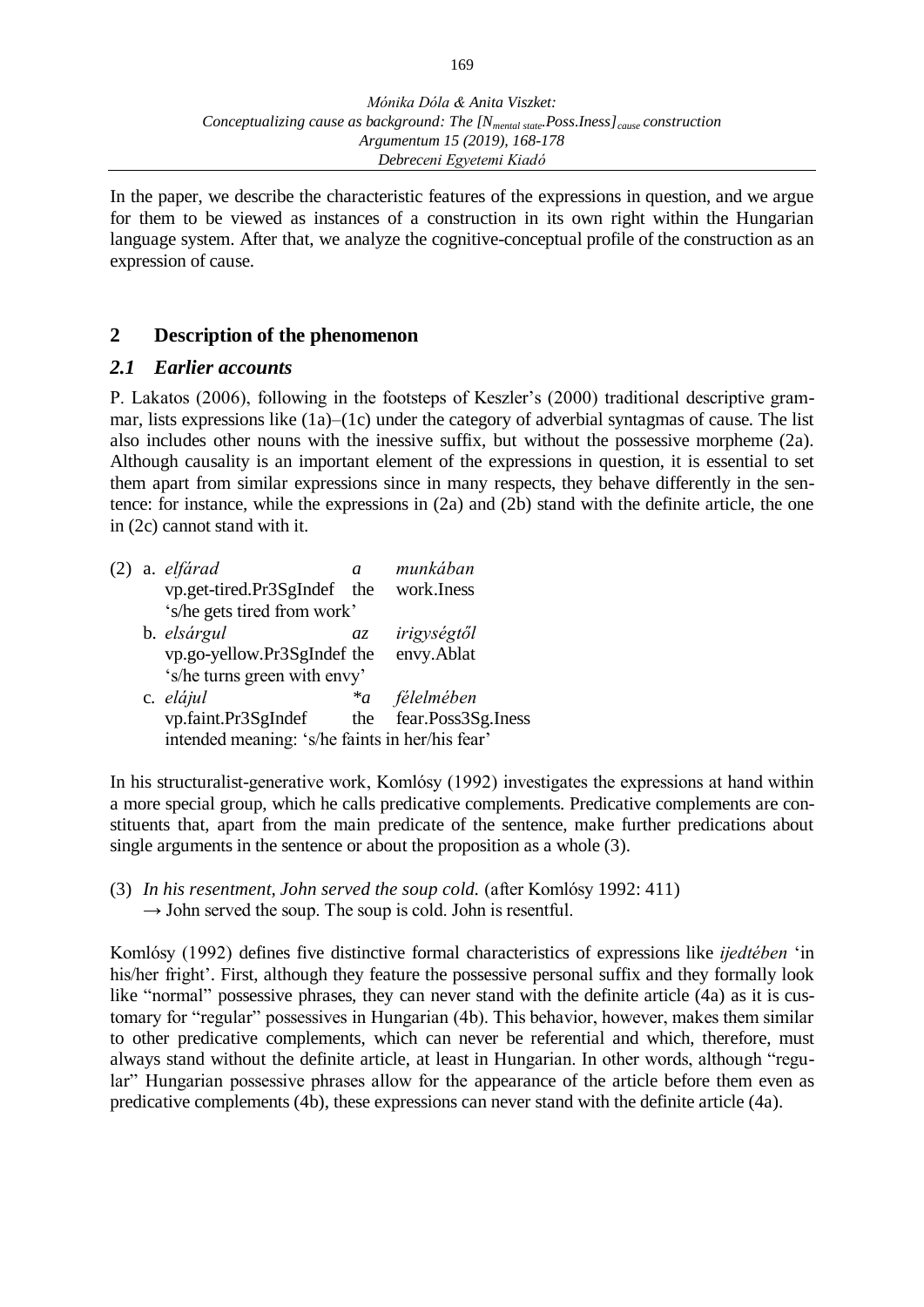In the paper, we describe the characteristic features of the expressions in question, and we argue for them to be viewed as instances of a construction in its own right within the Hungarian language system. After that, we analyze the cognitive-conceptual profile of the construction as an expression of cause.

## 2 Description of the phenomenon

### *2.1 Earlier accounts*

P. Lakatos (2006), following in the footsteps of Keszler's (2000) traditional descriptive grammar, lists expressions like (1a)–(1c) under the category of adverbial syntagmas of cause. The list also includes other nouns with the inessive suffix, but without the possessive morpheme (2a). Although causality is an important element of the expressions in question, it is essential to set them apart from similar expressions since in many respects, they behave differently in the sentence: for instance, while the expressions in (2a) and (2b) stand with the definite article, the one in (2c) cannot stand with it.

(2) a. *elfárad* *a* *munkában*
vp.get-tired.Pr3SgIndef the work.Iness
'*s/he gets tired from work*'

b. *elsárgul* *az* *irigységtől*
vp.go-yellow.Pr3SgIndef the envy.Ablat
'*s/he turns green with envy*'

c. *elájul* *\*a* *félelmében*
vp.faint.Pr3SgIndef the fear.Poss3Sg.Iness
intended meaning: 's/he faints in her/his fear'

In his structuralist-generative work, Komlósy (1992) investigates the expressions at hand within a more special group, which he calls predicative complements. Predicative complements are constituents that, apart from the main predicate of the sentence, make further predications about single arguments in the sentence or about the proposition as a whole (3).

(3) *In his resentment, John served the soup cold.* (after Komlósy 1992: 411)
→ John served the soup. The soup is cold. John is resentful.

Komlósy (1992) defines five distinctive formal characteristics of expressions like *ijedtében* 'in his/her fright'. First, although they feature the possessive personal suffix and they formally look like "normal" possessive phrases, they can never stand with the definite article (4a) as it is customary for "regular" possessives in Hungarian (4b). This behavior, however, makes them similar to other predicative complements, which can never be referential and which, therefore, must always stand without the definite article, at least in Hungarian. In other words, although "regular" Hungarian possessive phrases allow for the appearance of the article before them even as predicative complements (4b), these expressions can never stand with the definite article (4a).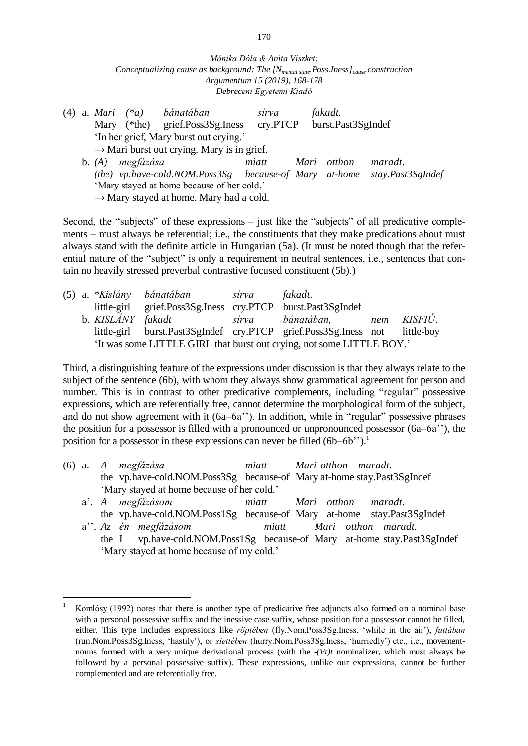(4) a. *Mari (\*a) bánatában sírva fakadt.*
Mary (\*the) grief.Poss3Sg.Iness cry.PTCP burst.Past3SgIndef
'In her grief, Mary burst out crying.'
→ Mari burst out crying. Mary is in grief.

b. *(A) megfázása miatt Mari otthon maradt.*
*(the) vp.have-cold.NOM.Poss3Sg because-of Mary at-home stay.Past3SgIndef*
'Mary stayed at home because of her cold.'
→ Mary stayed at home. Mary had a cold.

Second, the "subjects" of these expressions – just like the "subjects" of all predicative complements – must always be referential; i.e., the constituents that they make predications about must always stand with the definite article in Hungarian (5a). (It must be noted though that the referential nature of the "subject" is only a requirement in neutral sentences, i.e., sentences that contain no heavily stressed preverbal contrastive focused constituent (5b).)

(5) a. *\*Kislány bánatában sírva fakadt.*
little-girl grief.Poss3Sg.Iness cry.PTCP burst.Past3SgIndef

b. *KISLÁNY fakadt sírva bánatában, nem KISFIÚ.*
little-girl burst.Past3SgIndef cry.PTCP grief.Poss3Sg.Iness not little-boy
'It was some LITTLE GIRL that burst out crying, not some LITTLE BOY.'

Third, a distinguishing feature of the expressions under discussion is that they always relate to the subject of the sentence (6b), with whom they always show grammatical agreement for person and number. This is in contrast to other predicative complements, including "regular" possessive expressions, which are referentially free, cannot determine the morphological form of the subject, and do not show agreement with it (6a–6a''). In addition, while in "regular" possessive phrases the position for a possessor is filled with a pronounced or unpronounced possessor (6a–6a''), the position for a possessor in these expressions can never be filled (6b–6b'').[1]

(6) a. *A megfázása miatt Mari otthon maradt.*
the vp.have-cold.NOM.Poss3Sg because-of Mary at-home stay.Past3SgIndef
'Mary stayed at home because of her cold.'

a'. *A megfázásom miatt Mari otthon maradt.*
the vp.have-cold.NOM.Poss1Sg because-of Mary at-home stay.Past3SgIndef

a''. *Az én megfázásom miatt Mari otthon maradt.*
the I vp.have-cold.NOM.Poss1Sg because-of Mary at-home stay.Past3SgIndef
'Mary stayed at home because of my cold.'

---

[1] Komlósy (1992) notes that there is another type of predicative free adjuncts also formed on a nominal base with a personal possessive suffix and the inessive case suffix, whose position for a possessor cannot be filled, either. This type includes expressions like *röptében* (fly.Nom.Poss3Sg.Iness, 'while in the air'), *futtában* (run.Nom.Poss3Sg.Iness, 'hastily'), or *siettében* (hurry.Nom.Poss3Sg.Iness, 'hurriedly') etc., i.e., movement-nouns formed with a very unique derivational process (with the *-(Vt)t* nominalizer, which must always be followed by a personal possessive suffix). These expressions, unlike our expressions, cannot be further complemented and are referentially free.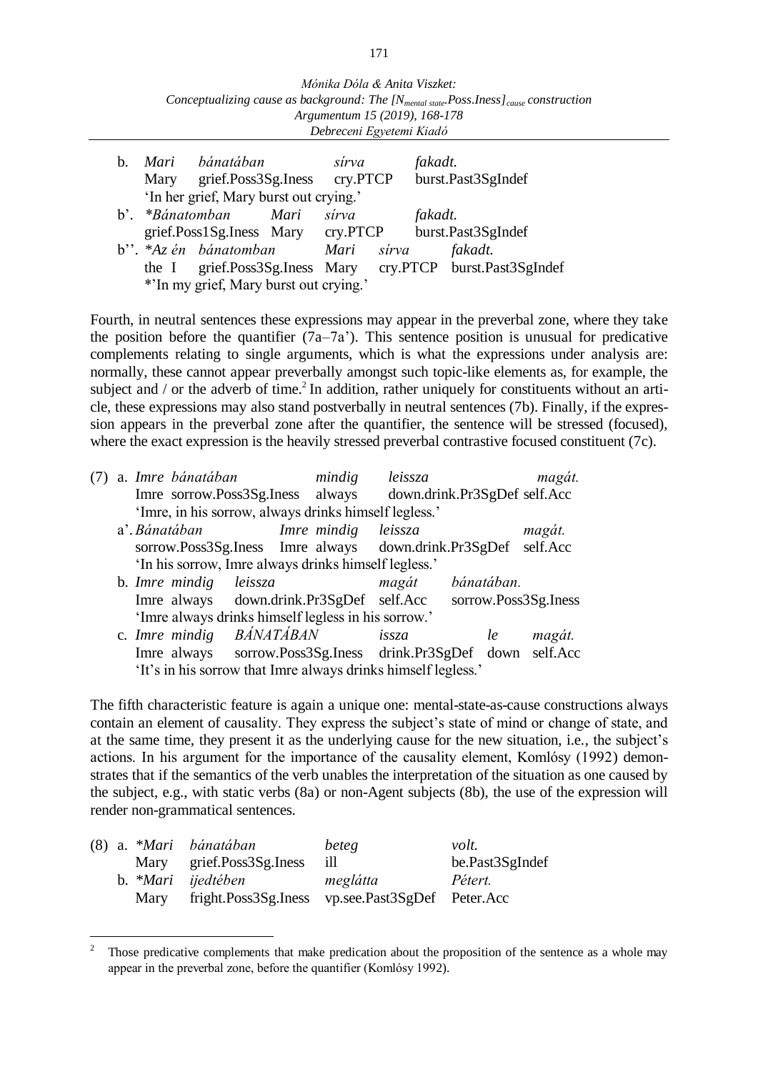b. *Mari bánatában sírva fakadt.*
   Mary grief.Poss3Sg.Iness cry.PTCP burst.Past3SgIndef
   'In her grief, Mary burst out crying.'

b'. *\*Bánatomban Mari sírva fakadt.*
   grief.Poss1Sg.Iness Mary cry.PTCP burst.Past3SgIndef

b''. *\*Az én bánatomban Mari sírva fakadt.*
   the I grief.Poss3Sg.Iness Mary cry.PTCP burst.Past3SgIndef
   *'In my grief, Mary burst out crying.'

Fourth, in neutral sentences these expressions may appear in the preverbal zone, where they take the position before the quantifier (7a–7a'). This sentence position is unusual for predicative complements relating to single arguments, which is what the expressions under analysis are: normally, these cannot appear preverbally amongst such topic-like elements as, for example, the subject and / or the adverb of time.[2] In addition, rather uniquely for constituents without an article, these expressions may also stand postverbally in neutral sentences (7b). Finally, if the expression appears in the preverbal zone after the quantifier, the sentence will be stressed (focused), where the exact expression is the heavily stressed preverbal contrastive focused constituent (7c).

(7) a. *Imre bánatában mindig leissza magát.*
   Imre sorrow.Poss3Sg.Iness always down.drink.Pr3SgDef self.Acc
   'Imre, in his sorrow, always drinks himself legless.'

a'. *Bánatában Imre mindig leissza magát.*
   sorrow.Poss3Sg.Iness Imre always down.drink.Pr3SgDef self.Acc
   'In his sorrow, Imre always drinks himself legless.'

b. *Imre mindig leissza magát bánatában.*
   Imre always down.drink.Pr3SgDef self.Acc sorrow.Poss3Sg.Iness
   'Imre always drinks himself legless in his sorrow.'

c. *Imre mindig BÁNATÁBAN issza le magát.*
   Imre always sorrow.Poss3Sg.Iness drink.Pr3SgDef down self.Acc
   'It's in his sorrow that Imre always drinks himself legless.'

The fifth characteristic feature is again a unique one: mental-state-as-cause constructions always contain an element of causality. They express the subject's state of mind or change of state, and at the same time, they present it as the underlying cause for the new situation, i.e., the subject's actions. In his argument for the importance of the causality element, Komlósy (1992) demonstrates that if the semantics of the verb unables the interpretation of the situation as one caused by the subject, e.g., with static verbs (8a) or non-Agent subjects (8b), the use of the expression will render non-grammatical sentences.

(8) a. *\*Mari bánatában beteg volt.*
   Mary grief.Poss3Sg.Iness ill be.Past3SgIndef

b. *\*Mari ijedtében meglátta Pétert.*
   Mary fright.Poss3Sg.Iness vp.see.Past3SgDef Peter.Acc

---

[2] Those predicative complements that make predication about the proposition of the sentence as a whole may appear in the preverbal zone, before the quantifier (Komlósy 1992).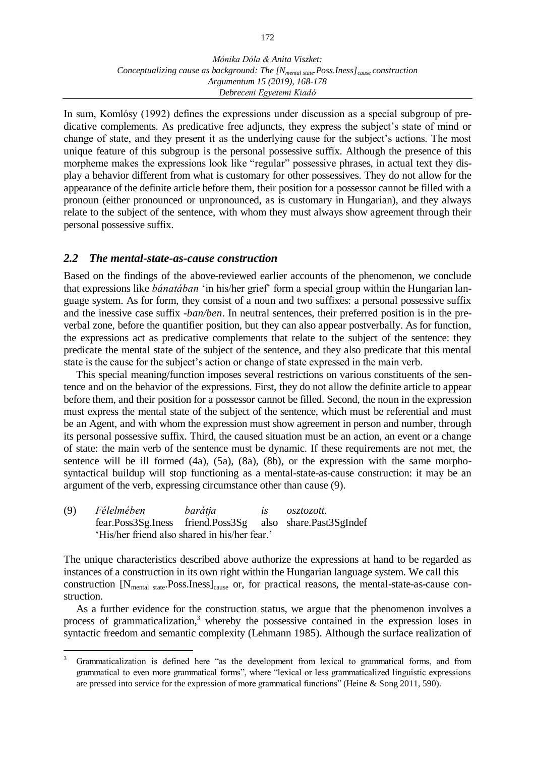In sum, Komlósy (1992) defines the expressions under discussion as a special subgroup of predicative complements. As predicative free adjuncts, they express the subject's state of mind or change of state, and they present it as the underlying cause for the subject's actions. The most unique feature of this subgroup is the personal possessive suffix. Although the presence of this morpheme makes the expressions look like "regular" possessive phrases, in actual text they display a behavior different from what is customary for other possessives. They do not allow for the appearance of the definite article before them, their position for a possessor cannot be filled with a pronoun (either pronounced or unpronounced, as is customary in Hungarian), and they always relate to the subject of the sentence, with whom they must always show agreement through their personal possessive suffix.

## *2.2 The mental-state-as-cause construction*

Based on the findings of the above-reviewed earlier accounts of the phenomenon, we conclude that expressions like *bánatában* 'in his/her grief' form a special group within the Hungarian language system. As for form, they consist of a noun and two suffixes: a personal possessive suffix and the inessive case suffix *-ban/ben*. In neutral sentences, their preferred position is in the preverbal zone, before the quantifier position, but they can also appear postverbally. As for function, the expressions act as predicative complements that relate to the subject of the sentence: they predicate the mental state of the subject of the sentence, and they also predicate that this mental state is the cause for the subject's action or change of state expressed in the main verb.

This special meaning/function imposes several restrictions on various constituents of the sentence and on the behavior of the expressions. First, they do not allow the definite article to appear before them, and their position for a possessor cannot be filled. Second, the noun in the expression must express the mental state of the subject of the sentence, which must be referential and must be an Agent, and with whom the expression must show agreement in person and number, through its personal possessive suffix. Third, the caused situation must be an action, an event or a change of state: the main verb of the sentence must be dynamic. If these requirements are not met, the sentence will be ill formed (4a), (5a), (8a), (8b), or the expression with the same morpho-syntactical buildup will stop functioning as a mental-state-as-cause construction: it may be an argument of the verb, expressing circumstance other than cause (9).

(9) *Félelmében* *barátja* *is* *osztozott.*
fear.Poss3Sg.Iness friend.Poss3Sg also share.Past3SgIndef
'His/her friend also shared in his/her fear.'

The unique characteristics described above authorize the expressions at hand to be regarded as instances of a construction in its own right within the Hungarian language system. We call this construction $[\text{N}_{\text{mental state}}.\text{Poss.Iness}]_{\text{cause}}$ or, for practical reasons, the mental-state-as-cause construction.

As a further evidence for the construction status, we argue that the phenomenon involves a process of grammaticalization,[3] whereby the possessive contained in the expression loses in syntactic freedom and semantic complexity (Lehmann 1985). Although the surface realization of

[3] Grammaticalization is defined here "as the development from lexical to grammatical forms, and from grammatical to even more grammatical forms", where "lexical or less grammaticalized linguistic expressions are pressed into service for the expression of more grammatical functions" (Heine & Song 2011, 590).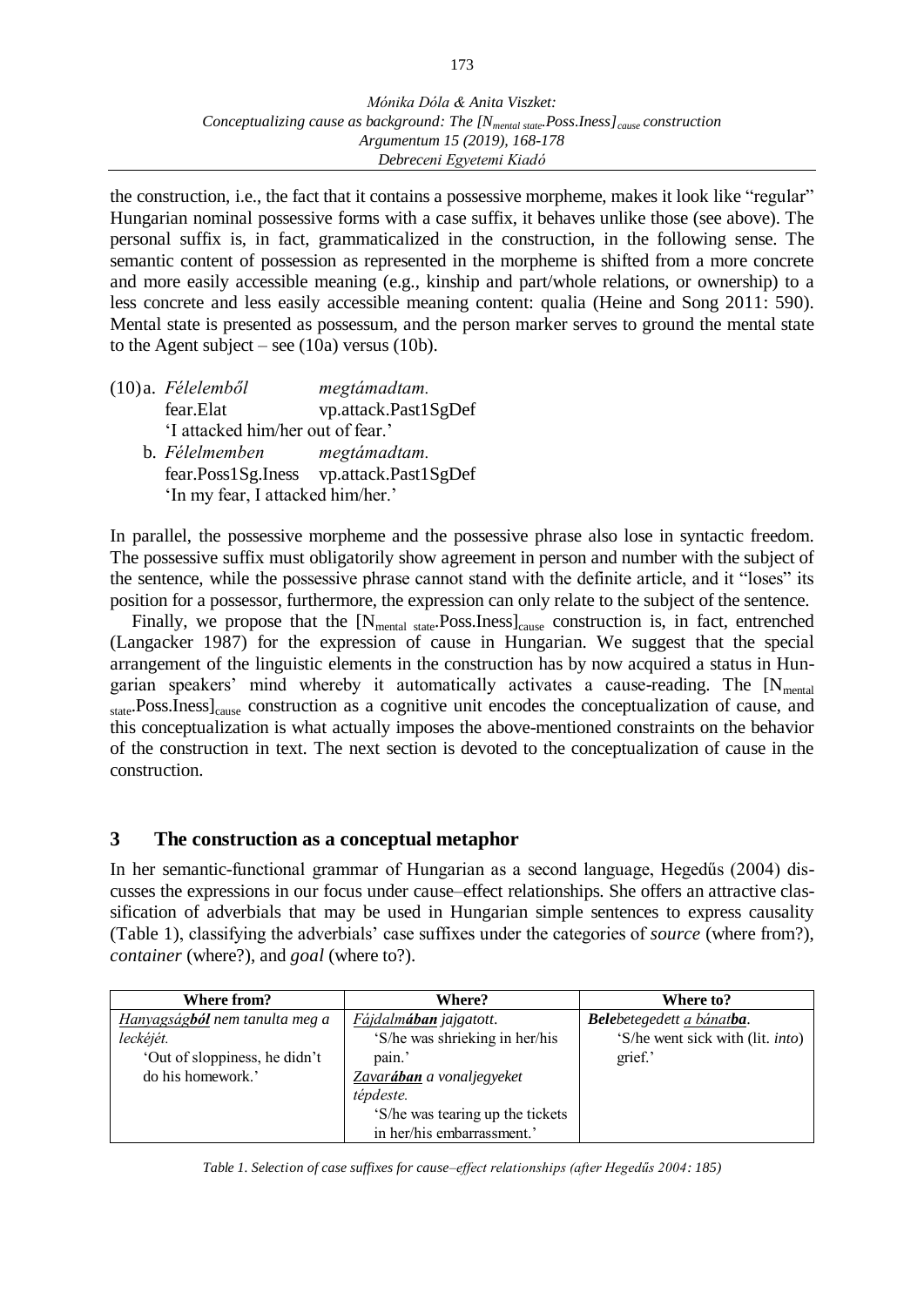the construction, i.e., the fact that it contains a possessive morpheme, makes it look like "regular" Hungarian nominal possessive forms with a case suffix, it behaves unlike those (see above). The personal suffix is, in fact, grammaticalized in the construction, in the following sense. The semantic content of possession as represented in the morpheme is shifted from a more concrete and more easily accessible meaning (e.g., kinship and part/whole relations, or ownership) to a less concrete and less easily accessible meaning content: qualia (Heine and Song 2011: 590). Mental state is presented as possessum, and the person marker serves to ground the mental state to the Agent subject – see (10a) versus (10b).

(10) a. *Félelemből* *megtámadtam.*
fear.Elat vp.attack.Past1SgDef
'I attacked him/her out of fear.'

b. *Félelmemben* *megtámadtam.*
fear.Poss1Sg.Iness vp.attack.Past1SgDef
'In my fear, I attacked him/her.'

In parallel, the possessive morpheme and the possessive phrase also lose in syntactic freedom. The possessive suffix must obligatorily show agreement in person and number with the subject of the sentence, while the possessive phrase cannot stand with the definite article, and it "loses" its position for a possessor, furthermore, the expression can only relate to the subject of the sentence.

Finally, we propose that the $[N_{\text{mental state}}.\text{Poss.Iness}]_{\text{cause}}$ construction is, in fact, entrenched (Langacker 1987) for the expression of cause in Hungarian. We suggest that the special arrangement of the linguistic elements in the construction has by now acquired a status in Hungarian speakers' mind whereby it automatically activates a cause-reading. The $[N_{\text{mental state}}.\text{Poss.Iness}]_{\text{cause}}$ construction as a cognitive unit encodes the conceptualization of cause, and this conceptualization is what actually imposes the above-mentioned constraints on the behavior of the construction in text. The next section is devoted to the conceptualization of cause in the construction.

## 3 The construction as a conceptual metaphor

In her semantic-functional grammar of Hungarian as a second language, Hegedűs (2004) discusses the expressions in our focus under cause–effect relationships. She offers an attractive classification of adverbials that may be used in Hungarian simple sentences to express causality (Table 1), classifying the adverbials' case suffixes under the categories of *source* (where from?), *container* (where?), and *goal* (where to?).

| Where from? | Where? | Where to? |
|---|---|---|
| *Hanyagság**ból** nem tanulta meg a leckéjét.* 'Out of sloppiness, he didn't do his homework.' | *Fájdalm**ában** jajgatott.* 'S/he was shrieking in her/his pain.' *Zavar**ában** a vonaljegyeket tépdeste.* 'S/he was tearing up the tickets in her/his embarrassment.' | ***Bele**betegedett a bánat**ba**.* 'S/he went sick with (lit. *into*) grief.' |

*Table 1. Selection of case suffixes for cause–effect relationships (after Hegedűs 2004: 185)*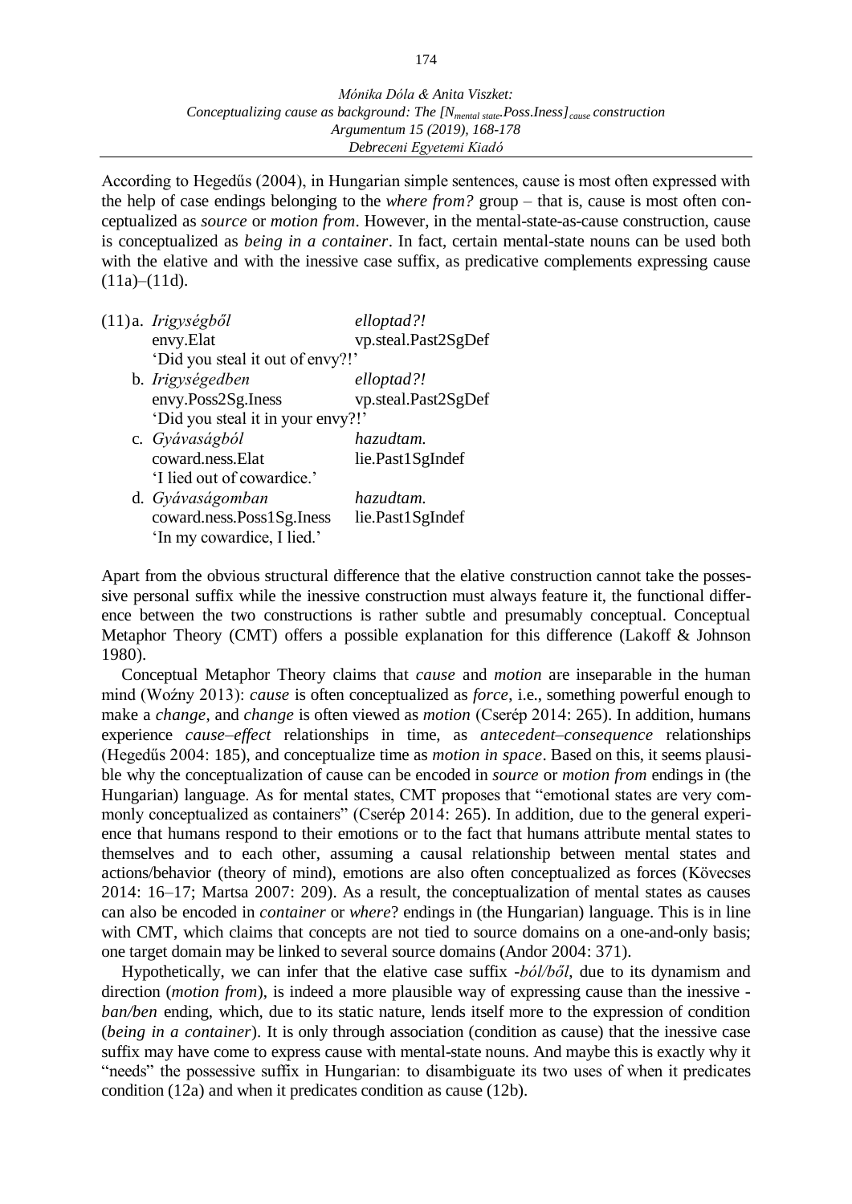According to Hegedűs (2004), in Hungarian simple sentences, cause is most often expressed with the help of case endings belonging to the *where from?* group – that is, cause is most often conceptualized as *source* or *motion from*. However, in the mental-state-as-cause construction, cause is conceptualized as *being in a container*. In fact, certain mental-state nouns can be used both with the elative and with the inessive case suffix, as predicative complements expressing cause (11a)–(11d).

(11) a. *Irigységből* &nbsp;&nbsp;&nbsp; *elloptad?!*
envy.Elat &nbsp;&nbsp;&nbsp; vp.steal.Past2SgDef
'Did you steal it out of envy?!'

b. *Irigységedben* &nbsp;&nbsp;&nbsp; *elloptad?!*
envy.Poss2Sg.Iness &nbsp;&nbsp;&nbsp; vp.steal.Past2SgDef
'Did you steal it in your envy?!'

c. *Gyávaságból* &nbsp;&nbsp;&nbsp; *hazudtam.*
coward.ness.Elat &nbsp;&nbsp;&nbsp; lie.Past1SgIndef
'I lied out of cowardice.'

d. *Gyávaságomban* &nbsp;&nbsp;&nbsp; *hazudtam.*
coward.ness.Poss1Sg.Iness &nbsp;&nbsp;&nbsp; lie.Past1SgIndef
'In my cowardice, I lied.'

Apart from the obvious structural difference that the elative construction cannot take the possessive personal suffix while the inessive construction must always feature it, the functional difference between the two constructions is rather subtle and presumably conceptual. Conceptual Metaphor Theory (CMT) offers a possible explanation for this difference (Lakoff & Johnson 1980).

Conceptual Metaphor Theory claims that *cause* and *motion* are inseparable in the human mind (Woźny 2013): *cause* is often conceptualized as *force*, i.e., something powerful enough to make a *change*, and *change* is often viewed as *motion* (Cserép 2014: 265). In addition, humans experience *cause*–*effect* relationships in time, as *antecedent*–*consequence* relationships (Hegedűs 2004: 185), and conceptualize time as *motion in space*. Based on this, it seems plausible why the conceptualization of cause can be encoded in *source* or *motion from* endings in (the Hungarian) language. As for mental states, CMT proposes that "emotional states are very commonly conceptualized as containers" (Cserép 2014: 265). In addition, due to the general experience that humans respond to their emotions or to the fact that humans attribute mental states to themselves and to each other, assuming a causal relationship between mental states and actions/behavior (theory of mind), emotions are also often conceptualized as forces (Kövecses 2014: 16–17; Martsa 2007: 209). As a result, the conceptualization of mental states as causes can also be encoded in *container* or *where*? endings in (the Hungarian) language. This is in line with CMT, which claims that concepts are not tied to source domains on a one-and-only basis; one target domain may be linked to several source domains (Andor 2004: 371).

Hypothetically, we can infer that the elative case suffix *-ból/ből*, due to its dynamism and direction (*motion from*), is indeed a more plausible way of expressing cause than the inessive *-ban/ben* ending, which, due to its static nature, lends itself more to the expression of condition (*being in a container*). It is only through association (condition as cause) that the inessive case suffix may have come to express cause with mental-state nouns. And maybe this is exactly why it "needs" the possessive suffix in Hungarian: to disambiguate its two uses of when it predicates condition (12a) and when it predicates condition as cause (12b).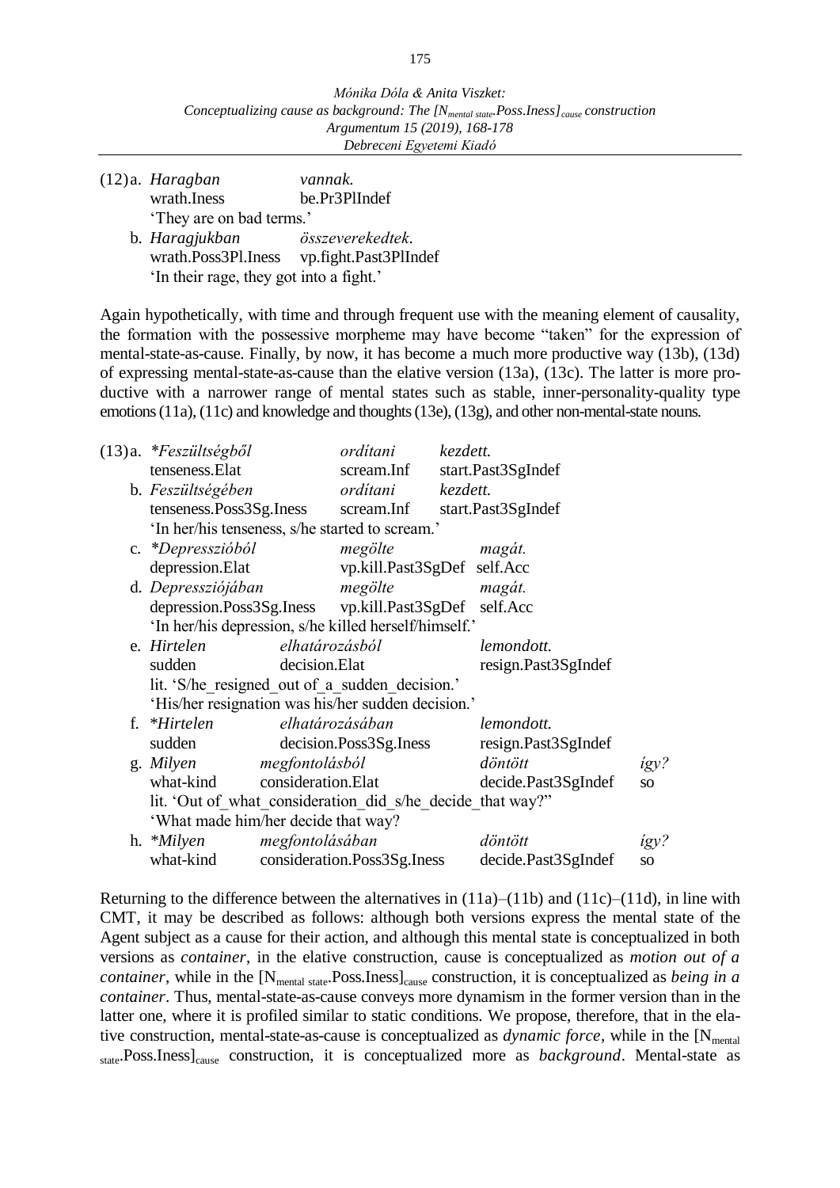(12) a. *Haragban* *vannak.*
wrath.Iness be.Pr3PlIndef
'They are on bad terms.'

b. *Haragjukban* *összeverekedtek.*
wrath.Poss3Pl.Iness vp.fight.Past3PlIndef
'In their rage, they got into a fight.'

Again hypothetically, with time and through frequent use with the meaning element of causality, the formation with the possessive morpheme may have become "taken" for the expression of mental-state-as-cause. Finally, by now, it has become a much more productive way (13b), (13d) of expressing mental-state-as-cause than the elative version (13a), (13c). The latter is more productive with a narrower range of mental states such as stable, inner-personality-quality type emotions (11a), (11c) and knowledge and thoughts (13e), (13g), and other non-mental-state nouns.

(13) a. *\*Feszültségből* *ordítani* *kezdett.*
tenseness.Elat scream.Inf start.Past3SgIndef

b. *Feszültségében* *ordítani* *kezdett.*
tenseness.Poss3Sg.Iness scream.Inf start.Past3SgIndef
'In her/his tenseness, s/he started to scream.'

c. *\*Depresszióból* *megölte* *magát.*
depression.Elat vp.kill.Past3SgDef self.Acc

d. *Depressziójában* *megölte* *magát.*
depression.Poss3Sg.Iness vp.kill.Past3SgDef self.Acc
'In her/his depression, s/he killed herself/himself.'

e. *Hirtelen* *elhatározásból* *lemondott.*
sudden decision.Elat resign.Past3SgIndef
lit. 'S/he_resigned_out of_a_sudden_decision.'
'His/her resignation was his/her sudden decision.'

f. *\*Hirtelen* *elhatározásában* *lemondott.*
sudden decision.Poss3Sg.Iness resign.Past3SgIndef

g. *Milyen* *megfontolásból* *döntött* *így?*
what-kind consideration.Elat decide.Past3SgIndef so
lit. 'Out of_what_consideration_did_s/he_decide_that way?"
'What made him/her decide that way?

h. *\*Milyen* *megfontolásában* *döntött* *így?*
what-kind consideration.Poss3Sg.Iness decide.Past3SgIndef so

Returning to the difference between the alternatives in (11a)–(11b) and (11c)–(11d), in line with CMT, it may be described as follows: although both versions express the mental state of the Agent subject as a cause for their action, and although this mental state is conceptualized in both versions as *container*, in the elative construction, cause is conceptualized as *motion out of a container*, while in the $[N_{\text{mental state}}.\text{Poss.Iness}]_{\text{cause}}$ construction, it is conceptualized as *being in a container*. Thus, mental-state-as-cause conveys more dynamism in the former version than in the latter one, where it is profiled similar to static conditions. We propose, therefore, that in the elative construction, mental-state-as-cause is conceptualized as *dynamic force*, while in the $[N_{\text{mental state}}.\text{Poss.Iness}]_{\text{cause}}$ construction, it is conceptualized more as *background*. Mental-state as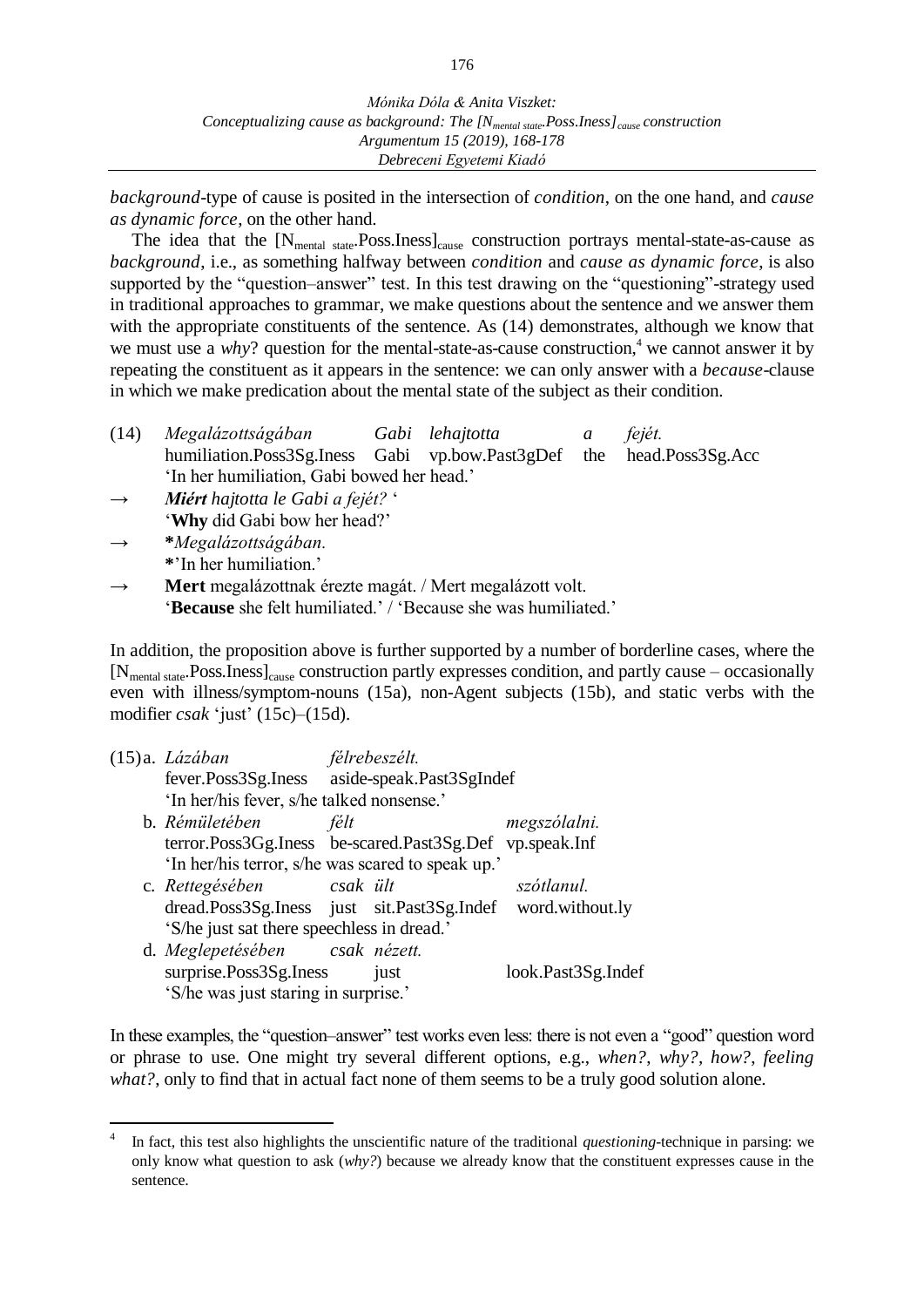*background*-type of cause is posited in the intersection of *condition*, on the one hand, and *cause as dynamic force*, on the other hand.

The idea that the [N$_{\text{mental state}}$.Poss.Iness]$_{\text{cause}}$ construction portrays mental-state-as-cause as *background*, i.e., as something halfway between *condition* and *cause as dynamic force*, is also supported by the "question–answer" test. In this test drawing on the "questioning"-strategy used in traditional approaches to grammar, we make questions about the sentence and we answer them with the appropriate constituents of the sentence. As (14) demonstrates, although we know that we must use a *why*? question for the mental-state-as-cause construction,[4] we cannot answer it by repeating the constituent as it appears in the sentence: we can only answer with a *because*-clause in which we make predication about the mental state of the subject as their condition.

(14) *Megalázottságában* *Gabi* *lehajtotta* *a* *fejét.*
humiliation.Poss3Sg.Iness Gabi vp.bow.Past3gDef the head.Poss3Sg.Acc
'In her humiliation, Gabi bowed her head.'

→ ***Miért** hajtotta le Gabi a fejét?* '
'**Why** did Gabi bow her head?'

→ **\****Megalázottságában.*
**\***'In her humiliation.'

→ **Mert** megalázottnak érezte magát. / Mert megalázott volt.
'**Because** she felt humiliated.' / 'Because she was humiliated.'

In addition, the proposition above is further supported by a number of borderline cases, where the [N$_{\text{mental state}}$.Poss.Iness]$_{\text{cause}}$ construction partly expresses condition, and partly cause – occasionally even with illness/symptom-nouns (15a), non-Agent subjects (15b), and static verbs with the modifier *csak* 'just' (15c)–(15d).

(15) a. *Lázában* *félrebeszélt.*
fever.Poss3Sg.Iness aside-speak.Past3SgIndef
'In her/his fever, s/he talked nonsense.'

b. *Rémületében* *félt* *megszólalni.*
terror.Poss3Gg.Iness be-scared.Past3Sg.Def vp.speak.Inf
'In her/his terror, s/he was scared to speak up.'

c. *Rettegésében* *csak* *ült* *szótlanul.*
dread.Poss3Sg.Iness just sit.Past3Sg.Indef word.without.ly
'S/he just sat there speechless in dread.'

d. *Meglepetésében* *csak* *nézett.*
surprise.Poss3Sg.Iness just look.Past3Sg.Indef
'S/he was just staring in surprise.'

In these examples, the "question–answer" test works even less: there is not even a "good" question word or phrase to use. One might try several different options, e.g., *when?*, *why?*, *how?*, *feeling what?*, only to find that in actual fact none of them seems to be a truly good solution alone.

---

[4] In fact, this test also highlights the unscientific nature of the traditional *questioning*-technique in parsing: we only know what question to ask (*why?*) because we already know that the constituent expresses cause in the sentence.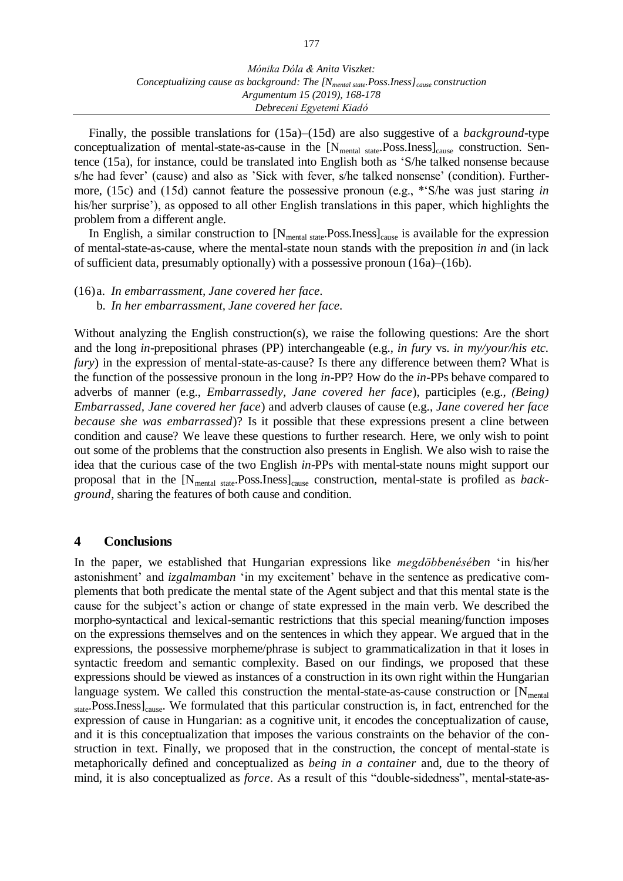Finally, the possible translations for (15a)–(15d) are also suggestive of a *background*-type conceptualization of mental-state-as-cause in the $[\text{N}_{\text{mental state}}.\text{Poss.Iness}]_{\text{cause}}$ construction. Sentence (15a), for instance, could be translated into English both as 'S/he talked nonsense because s/he had fever' (cause) and also as 'Sick with fever, s/he talked nonsense' (condition). Furthermore, (15c) and (15d) cannot feature the possessive pronoun (e.g., *'S/he was just staring *in* his/her surprise'), as opposed to all other English translations in this paper, which highlights the problem from a different angle.

In English, a similar construction to $[\text{N}_{\text{mental state}}.\text{Poss.Iness}]_{\text{cause}}$ is available for the expression of mental-state-as-cause, where the mental-state noun stands with the preposition *in* and (in lack of sufficient data, presumably optionally) with a possessive pronoun (16a)–(16b).

(16) a. *In embarrassment, Jane covered her face.*
    b. *In her embarrassment, Jane covered her face.*

Without analyzing the English construction(s), we raise the following questions: Are the short and the long *in*-prepositional phrases (PP) interchangeable (e.g., *in fury* vs. *in my/your/his etc. fury*) in the expression of mental-state-as-cause? Is there any difference between them? What is the function of the possessive pronoun in the long *in*-PP? How do the *in*-PPs behave compared to adverbs of manner (e.g., *Embarrassedly, Jane covered her face*), participles (e.g., *(Being) Embarrassed, Jane covered her face*) and adverb clauses of cause (e.g., *Jane covered her face because she was embarrassed*)? Is it possible that these expressions present a cline between condition and cause? We leave these questions to further research. Here, we only wish to point out some of the problems that the construction also presents in English. We also wish to raise the idea that the curious case of the two English *in*-PPs with mental-state nouns might support our proposal that in the $[\text{N}_{\text{mental state}}.\text{Poss.Iness}]_{\text{cause}}$ construction, mental-state is profiled as *background*, sharing the features of both cause and condition.

## 4 Conclusions

In the paper, we established that Hungarian expressions like *megdöbbenésében* 'in his/her astonishment' and *izgalmamban* 'in my excitement' behave in the sentence as predicative complements that both predicate the mental state of the Agent subject and that this mental state is the cause for the subject's action or change of state expressed in the main verb. We described the morpho-syntactical and lexical-semantic restrictions that this special meaning/function imposes on the expressions themselves and on the sentences in which they appear. We argued that in the expressions, the possessive morpheme/phrase is subject to grammaticalization in that it loses in syntactic freedom and semantic complexity. Based on our findings, we proposed that these expressions should be viewed as instances of a construction in its own right within the Hungarian language system. We called this construction the mental-state-as-cause construction or $[\text{N}_{\text{mental state}}.\text{Poss.Iness}]_{\text{cause}}$. We formulated that this particular construction is, in fact, entrenched for the expression of cause in Hungarian: as a cognitive unit, it encodes the conceptualization of cause, and it is this conceptualization that imposes the various constraints on the behavior of the construction in text. Finally, we proposed that in the construction, the concept of mental-state is metaphorically defined and conceptualized as *being in a container* and, due to the theory of mind, it is also conceptualized as *force*. As a result of this "double-sidedness", mental-state-as-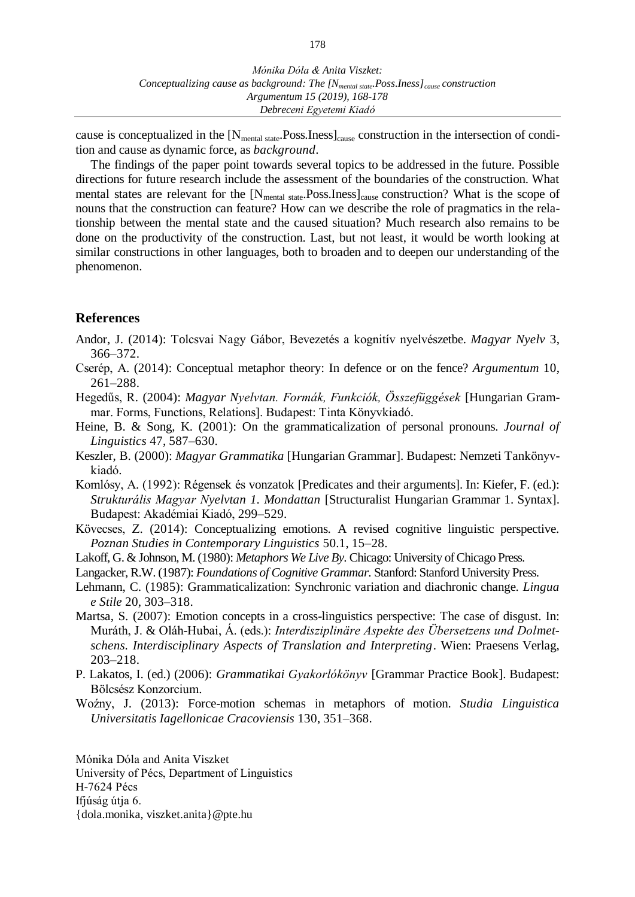cause is conceptualized in the $[N_{mental\ state}.Poss.Iness]_{cause}$ construction in the intersection of condition and cause as dynamic force, as *background*.

The findings of the paper point towards several topics to be addressed in the future. Possible directions for future research include the assessment of the boundaries of the construction. What mental states are relevant for the $[N_{mental\ state}.Poss.Iness]_{cause}$ construction? What is the scope of nouns that the construction can feature? How can we describe the role of pragmatics in the relationship between the mental state and the caused situation? Much research also remains to be done on the productivity of the construction. Last, but not least, it would be worth looking at similar constructions in other languages, both to broaden and to deepen our understanding of the phenomenon.

## References

Andor, J. (2014): Tolcsvai Nagy Gábor, Bevezetés a kognitív nyelvészetbe. *Magyar Nyelv* 3, 366–372.

Cserép, A. (2014): Conceptual metaphor theory: In defence or on the fence? *Argumentum* 10, 261–288.

Hegedűs, R. (2004): *Magyar Nyelvtan. Formák, Funkciók, Összefüggések* [Hungarian Grammar. Forms, Functions, Relations]. Budapest: Tinta Könyvkiadó.

Heine, B. & Song, K. (2001): On the grammaticalization of personal pronouns. *Journal of Linguistics* 47, 587–630.

Keszler, B. (2000): *Magyar Grammatika* [Hungarian Grammar]. Budapest: Nemzeti Tankönyvkiadó.

Komlósy, A. (1992): Régensek és vonzatok [Predicates and their arguments]. In: Kiefer, F. (ed.): *Strukturális Magyar Nyelvtan 1. Mondattan* [Structuralist Hungarian Grammar 1. Syntax]. Budapest: Akadémiai Kiadó, 299–529.

Kövecses, Z. (2014): Conceptualizing emotions. A revised cognitive linguistic perspective. *Poznan Studies in Contemporary Linguistics* 50.1, 15–28.

Lakoff, G. & Johnson, M. (1980): *Metaphors We Live By*. Chicago: University of Chicago Press.

Langacker, R.W. (1987): *Foundations of Cognitive Grammar*. Stanford: Stanford University Press.

Lehmann, C. (1985): Grammaticalization: Synchronic variation and diachronic change. *Lingua e Stile* 20, 303–318.

Martsa, S. (2007): Emotion concepts in a cross-linguistics perspective: The case of disgust. In: Muráth, J. & Oláh-Hubai, Á. (eds.): *Interdisziplinäre Aspekte des Übersetzens und Dolmetschens. Interdisciplinary Aspects of Translation and Interpreting*. Wien: Praesens Verlag, 203–218.

P. Lakatos, I. (ed.) (2006): *Grammatikai Gyakorlókönyv* [Grammar Practice Book]. Budapest: Bölcsész Konzorcium.

Woźny, J. (2013): Force-motion schemas in metaphors of motion. *Studia Linguistica Universitatis Iagellonicae Cracoviensis* 130, 351–368.

Mónika Dóla and Anita Viszket
University of Pécs, Department of Linguistics
H-7624 Pécs
Ifjúság útja 6.
{dola.monika, viszket.anita}@pte.hu